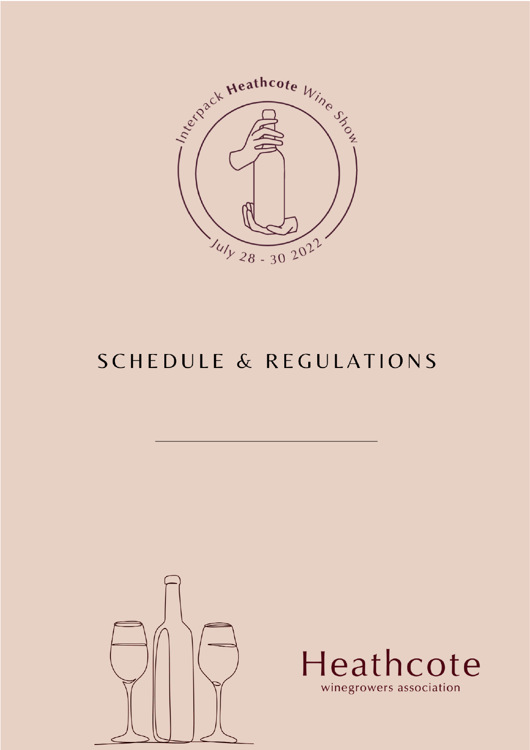Interpack **Heathcote** Wine Show

July 28 - 30 2022

# SCHEDULE & REGULATIONS

Heathcote

winegrowers association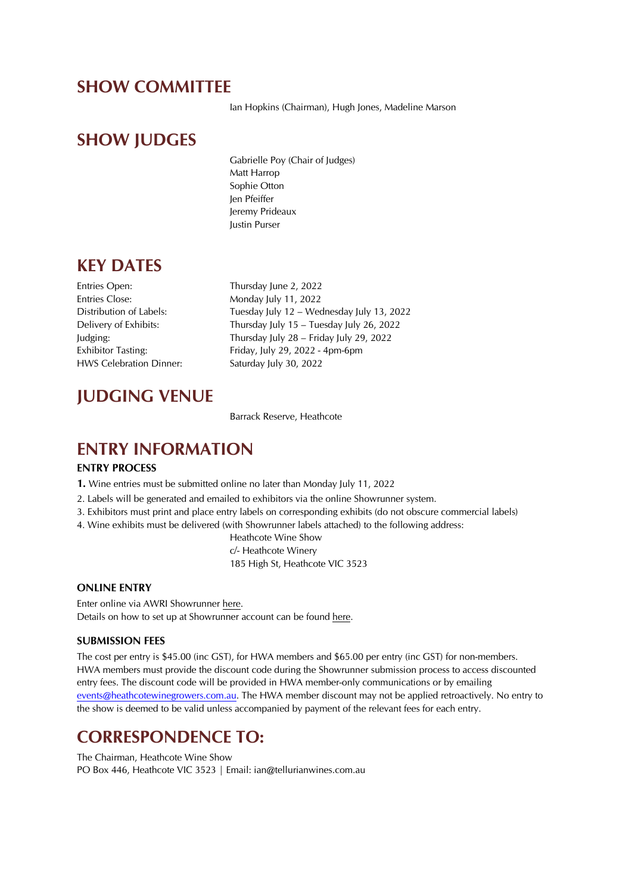## SHOW COMMITTEE

Ian Hopkins (Chairman), Hugh Jones, Madeline Marson

## SHOW JUDGES

Gabrielle Poy (Chair of Judges)
Matt Harrop
Sophie Otton
Jen Pfeiffer
Jeremy Prideaux
Justin Purser

## KEY DATES

| | |
|---|---|
| Entries Open: | Thursday June 2, 2022 |
| Entries Close: | Monday July 11, 2022 |
| Distribution of Labels: | Tuesday July 12 – Wednesday July 13, 2022 |
| Delivery of Exhibits: | Thursday July 15 – Tuesday July 26, 2022 |
| Judging: | Thursday July 28 – Friday July 29, 2022 |
| Exhibitor Tasting: | Friday, July 29, 2022 - 4pm-6pm |
| HWS Celebration Dinner: | Saturday July 30, 2022 |

## JUDGING VENUE

Barrack Reserve, Heathcote

## ENTRY INFORMATION

### ENTRY PROCESS

1. Wine entries must be submitted online no later than Monday July 11, 2022
2. Labels will be generated and emailed to exhibitors via the online Showrunner system.
3. Exhibitors must print and place entry labels on corresponding exhibits (do not obscure commercial labels)
4. Wine exhibits must be delivered (with Showrunner labels attached) to the following address:

Heathcote Wine Show
c/- Heathcote Winery
185 High St, Heathcote VIC 3523

### ONLINE ENTRY

Enter online via AWRI Showrunner here.
Details on how to set up at Showrunner account can be found here.

### SUBMISSION FEES

The cost per entry is $45.00 (inc GST), for HWA members and $65.00 per entry (inc GST) for non-members. HWA members must provide the discount code during the Showrunner submission process to access discounted entry fees. The discount code will be provided in HWA member-only communications or by emailing events@heathcotewinegrowers.com.au. The HWA member discount may not be applied retroactively. No entry to the show is deemed to be valid unless accompanied by payment of the relevant fees for each entry.

## CORRESPONDENCE TO:

The Chairman, Heathcote Wine Show
PO Box 446, Heathcote VIC 3523 | Email: ian@tellurianwines.com.au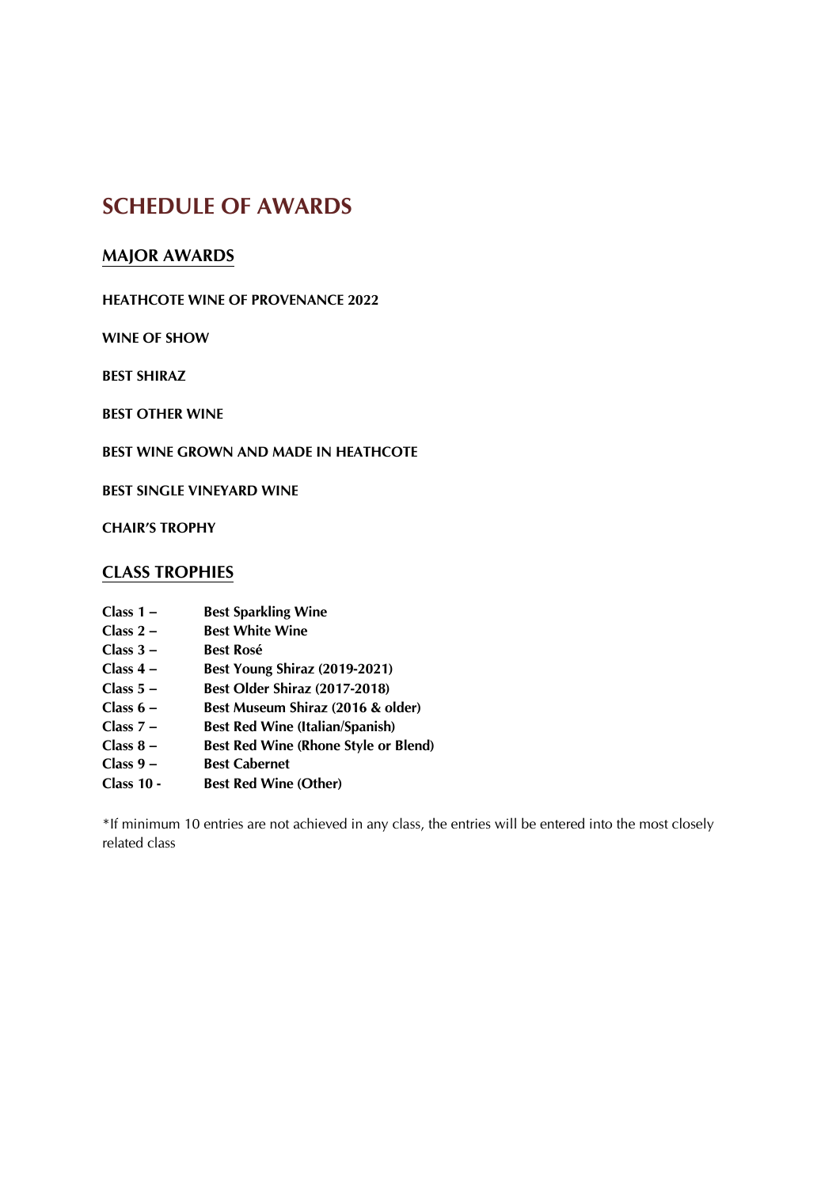# SCHEDULE OF AWARDS

## MAJOR AWARDS

**HEATHCOTE WINE OF PROVENANCE 2022**

**WINE OF SHOW**

**BEST SHIRAZ**

**BEST OTHER WINE**

**BEST WINE GROWN AND MADE IN HEATHCOTE**

**BEST SINGLE VINEYARD WINE**

**CHAIR'S TROPHY**

## CLASS TROPHIES

**Class 1 –** **Best Sparkling Wine**
**Class 2 –** **Best White Wine**
**Class 3 –** **Best Rosé**
**Class 4 –** **Best Young Shiraz (2019-2021)**
**Class 5 –** **Best Older Shiraz (2017-2018)**
**Class 6 –** **Best Museum Shiraz (2016 & older)**
**Class 7 –** **Best Red Wine (Italian/Spanish)**
**Class 8 –** **Best Red Wine (Rhone Style or Blend)**
**Class 9 –** **Best Cabernet**
**Class 10 -** **Best Red Wine (Other)**

*If minimum 10 entries are not achieved in any class, the entries will be entered into the most closely related class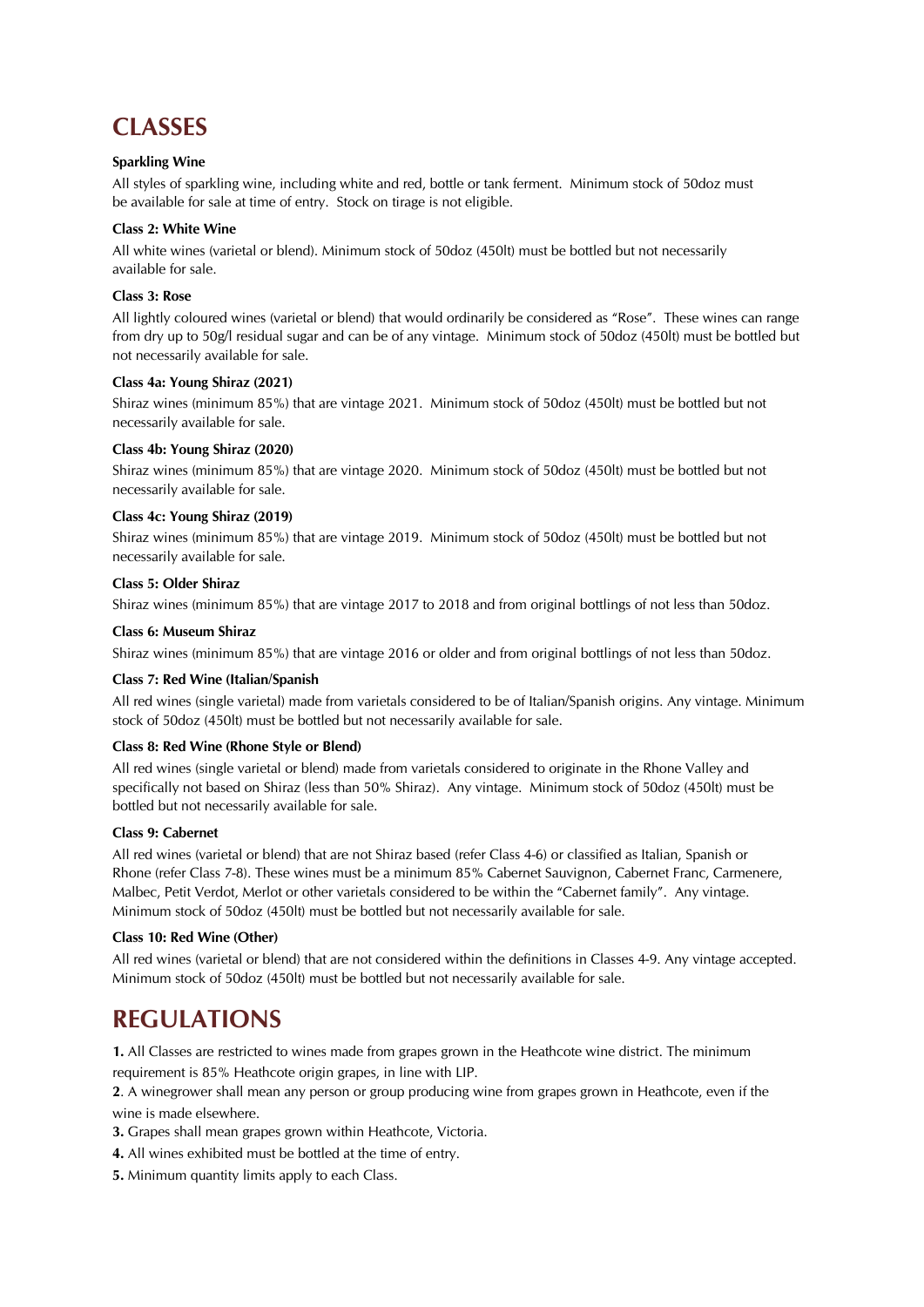# CLASSES

**Sparkling Wine**

All styles of sparkling wine, including white and red, bottle or tank ferment. Minimum stock of 50doz must be available for sale at time of entry. Stock on tirage is not eligible.

**Class 2: White Wine**

All white wines (varietal or blend). Minimum stock of 50doz (450lt) must be bottled but not necessarily available for sale.

**Class 3: Rose**

All lightly coloured wines (varietal or blend) that would ordinarily be considered as "Rose". These wines can range from dry up to 50g/l residual sugar and can be of any vintage. Minimum stock of 50doz (450lt) must be bottled but not necessarily available for sale.

**Class 4a: Young Shiraz (2021)**

Shiraz wines (minimum 85%) that are vintage 2021. Minimum stock of 50doz (450lt) must be bottled but not necessarily available for sale.

**Class 4b: Young Shiraz (2020)**

Shiraz wines (minimum 85%) that are vintage 2020. Minimum stock of 50doz (450lt) must be bottled but not necessarily available for sale.

**Class 4c: Young Shiraz (2019)**

Shiraz wines (minimum 85%) that are vintage 2019. Minimum stock of 50doz (450lt) must be bottled but not necessarily available for sale.

**Class 5: Older Shiraz**

Shiraz wines (minimum 85%) that are vintage 2017 to 2018 and from original bottlings of not less than 50doz.

**Class 6: Museum Shiraz**

Shiraz wines (minimum 85%) that are vintage 2016 or older and from original bottlings of not less than 50doz.

**Class 7: Red Wine (Italian/Spanish**

All red wines (single varietal) made from varietals considered to be of Italian/Spanish origins. Any vintage. Minimum stock of 50doz (450lt) must be bottled but not necessarily available for sale.

**Class 8: Red Wine (Rhone Style or Blend)**

All red wines (single varietal or blend) made from varietals considered to originate in the Rhone Valley and specifically not based on Shiraz (less than 50% Shiraz). Any vintage. Minimum stock of 50doz (450lt) must be bottled but not necessarily available for sale.

**Class 9: Cabernet**

All red wines (varietal or blend) that are not Shiraz based (refer Class 4-6) or classified as Italian, Spanish or Rhone (refer Class 7-8). These wines must be a minimum 85% Cabernet Sauvignon, Cabernet Franc, Carmenere, Malbec, Petit Verdot, Merlot or other varietals considered to be within the "Cabernet family". Any vintage. Minimum stock of 50doz (450lt) must be bottled but not necessarily available for sale.

**Class 10: Red Wine (Other)**

All red wines (varietal or blend) that are not considered within the definitions in Classes 4-9. Any vintage accepted. Minimum stock of 50doz (450lt) must be bottled but not necessarily available for sale.

# REGULATIONS

**1.** All Classes are restricted to wines made from grapes grown in the Heathcote wine district. The minimum requirement is 85% Heathcote origin grapes, in line with LIP.

**2**. A winegrower shall mean any person or group producing wine from grapes grown in Heathcote, even if the wine is made elsewhere.

**3.** Grapes shall mean grapes grown within Heathcote, Victoria.

**4.** All wines exhibited must be bottled at the time of entry.

**5.** Minimum quantity limits apply to each Class.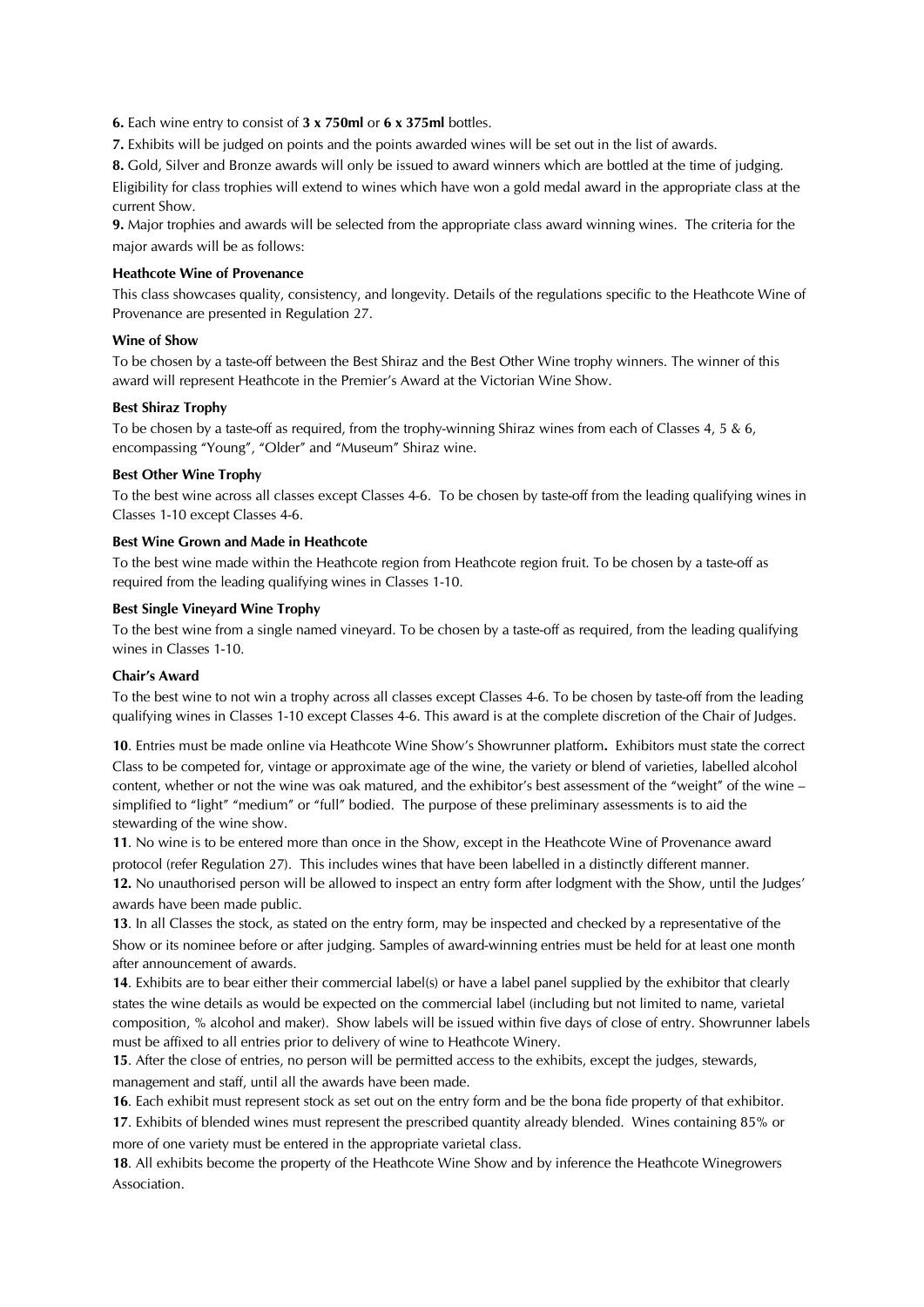**6.** Each wine entry to consist of **3 x 750ml** or **6 x 375ml** bottles.

**7.** Exhibits will be judged on points and the points awarded wines will be set out in the list of awards.

**8.** Gold, Silver and Bronze awards will only be issued to award winners which are bottled at the time of judging. Eligibility for class trophies will extend to wines which have won a gold medal award in the appropriate class at the current Show.

**9.** Major trophies and awards will be selected from the appropriate class award winning wines. The criteria for the major awards will be as follows:

**Heathcote Wine of Provenance**

This class showcases quality, consistency, and longevity. Details of the regulations specific to the Heathcote Wine of Provenance are presented in Regulation 27.

**Wine of Show**

To be chosen by a taste-off between the Best Shiraz and the Best Other Wine trophy winners. The winner of this award will represent Heathcote in the Premier's Award at the Victorian Wine Show.

**Best Shiraz Trophy**

To be chosen by a taste-off as required, from the trophy-winning Shiraz wines from each of Classes 4, 5 & 6, encompassing "Young", "Older" and "Museum" Shiraz wine.

**Best Other Wine Trophy**

To the best wine across all classes except Classes 4-6. To be chosen by taste-off from the leading qualifying wines in Classes 1-10 except Classes 4-6.

**Best Wine Grown and Made in Heathcote**

To the best wine made within the Heathcote region from Heathcote region fruit. To be chosen by a taste-off as required from the leading qualifying wines in Classes 1-10.

**Best Single Vineyard Wine Trophy**

To the best wine from a single named vineyard. To be chosen by a taste-off as required, from the leading qualifying wines in Classes 1-10.

**Chair's Award**

To the best wine to not win a trophy across all classes except Classes 4-6. To be chosen by taste-off from the leading qualifying wines in Classes 1-10 except Classes 4-6. This award is at the complete discretion of the Chair of Judges.

**10**. Entries must be made online via Heathcote Wine Show's Showrunner platform**.** Exhibitors must state the correct Class to be competed for, vintage or approximate age of the wine, the variety or blend of varieties, labelled alcohol content, whether or not the wine was oak matured, and the exhibitor's best assessment of the "weight" of the wine – simplified to "light" "medium" or "full" bodied. The purpose of these preliminary assessments is to aid the stewarding of the wine show.

**11**. No wine is to be entered more than once in the Show, except in the Heathcote Wine of Provenance award protocol (refer Regulation 27). This includes wines that have been labelled in a distinctly different manner.

**12.** No unauthorised person will be allowed to inspect an entry form after lodgment with the Show, until the Judges' awards have been made public.

**13**. In all Classes the stock, as stated on the entry form, may be inspected and checked by a representative of the Show or its nominee before or after judging. Samples of award-winning entries must be held for at least one month after announcement of awards.

**14**. Exhibits are to bear either their commercial label(s) or have a label panel supplied by the exhibitor that clearly states the wine details as would be expected on the commercial label (including but not limited to name, varietal composition, % alcohol and maker). Show labels will be issued within five days of close of entry. Showrunner labels must be affixed to all entries prior to delivery of wine to Heathcote Winery.

**15**. After the close of entries, no person will be permitted access to the exhibits, except the judges, stewards, management and staff, until all the awards have been made.

**16**. Each exhibit must represent stock as set out on the entry form and be the bona fide property of that exhibitor.

**17**. Exhibits of blended wines must represent the prescribed quantity already blended. Wines containing 85% or more of one variety must be entered in the appropriate varietal class.

**18**. All exhibits become the property of the Heathcote Wine Show and by inference the Heathcote Winegrowers Association.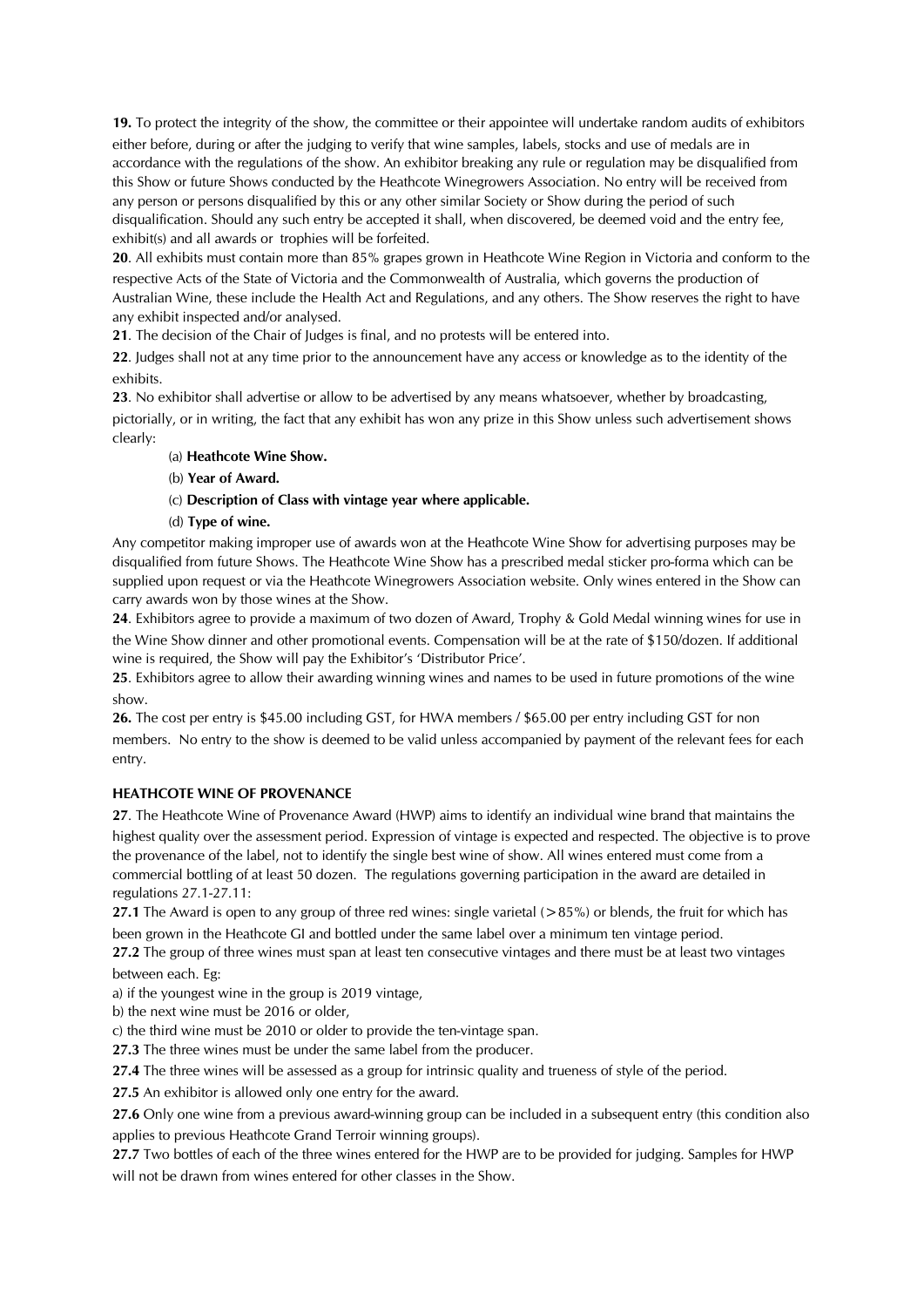**19.** To protect the integrity of the show, the committee or their appointee will undertake random audits of exhibitors either before, during or after the judging to verify that wine samples, labels, stocks and use of medals are in accordance with the regulations of the show. An exhibitor breaking any rule or regulation may be disqualified from this Show or future Shows conducted by the Heathcote Winegrowers Association. No entry will be received from any person or persons disqualified by this or any other similar Society or Show during the period of such disqualification. Should any such entry be accepted it shall, when discovered, be deemed void and the entry fee, exhibit(s) and all awards or trophies will be forfeited.

**20**. All exhibits must contain more than 85% grapes grown in Heathcote Wine Region in Victoria and conform to the respective Acts of the State of Victoria and the Commonwealth of Australia, which governs the production of Australian Wine, these include the Health Act and Regulations, and any others. The Show reserves the right to have any exhibit inspected and/or analysed.

**21**. The decision of the Chair of Judges is final, and no protests will be entered into.

**22**. Judges shall not at any time prior to the announcement have any access or knowledge as to the identity of the exhibits.

**23**. No exhibitor shall advertise or allow to be advertised by any means whatsoever, whether by broadcasting, pictorially, or in writing, the fact that any exhibit has won any prize in this Show unless such advertisement shows clearly:

(a) **Heathcote Wine Show.**

(b) **Year of Award.**

(c) **Description of Class with vintage year where applicable.**

(d) **Type of wine.**

Any competitor making improper use of awards won at the Heathcote Wine Show for advertising purposes may be disqualified from future Shows. The Heathcote Wine Show has a prescribed medal sticker pro-forma which can be supplied upon request or via the Heathcote Winegrowers Association website. Only wines entered in the Show can carry awards won by those wines at the Show.

**24**. Exhibitors agree to provide a maximum of two dozen of Award, Trophy & Gold Medal winning wines for use in the Wine Show dinner and other promotional events. Compensation will be at the rate of $150/dozen. If additional wine is required, the Show will pay the Exhibitor's 'Distributor Price'.

**25**. Exhibitors agree to allow their awarding winning wines and names to be used in future promotions of the wine show.

**26.** The cost per entry is $45.00 including GST, for HWA members / $65.00 per entry including GST for non members. No entry to the show is deemed to be valid unless accompanied by payment of the relevant fees for each entry.

**HEATHCOTE WINE OF PROVENANCE**

**27**. The Heathcote Wine of Provenance Award (HWP) aims to identify an individual wine brand that maintains the highest quality over the assessment period. Expression of vintage is expected and respected. The objective is to prove the provenance of the label, not to identify the single best wine of show. All wines entered must come from a commercial bottling of at least 50 dozen. The regulations governing participation in the award are detailed in regulations 27.1-27.11:

**27.1** The Award is open to any group of three red wines: single varietal (>85%) or blends, the fruit for which has been grown in the Heathcote GI and bottled under the same label over a minimum ten vintage period.

**27.2** The group of three wines must span at least ten consecutive vintages and there must be at least two vintages between each. Eg:

a) if the youngest wine in the group is 2019 vintage,

b) the next wine must be 2016 or older,

c) the third wine must be 2010 or older to provide the ten-vintage span.

**27.3** The three wines must be under the same label from the producer.

**27.4** The three wines will be assessed as a group for intrinsic quality and trueness of style of the period.

**27.5** An exhibitor is allowed only one entry for the award.

**27.6** Only one wine from a previous award-winning group can be included in a subsequent entry (this condition also applies to previous Heathcote Grand Terroir winning groups).

**27.7** Two bottles of each of the three wines entered for the HWP are to be provided for judging. Samples for HWP will not be drawn from wines entered for other classes in the Show.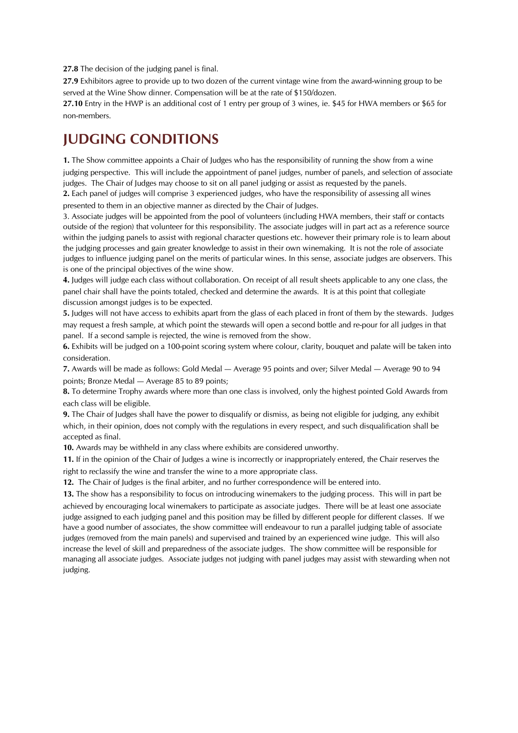**27.8** The decision of the judging panel is final.

**27.9** Exhibitors agree to provide up to two dozen of the current vintage wine from the award-winning group to be served at the Wine Show dinner. Compensation will be at the rate of $150/dozen.

**27.10** Entry in the HWP is an additional cost of 1 entry per group of 3 wines, ie. $45 for HWA members or $65 for non-members.

# JUDGING CONDITIONS

**1.** The Show committee appoints a Chair of Judges who has the responsibility of running the show from a wine judging perspective. This will include the appointment of panel judges, number of panels, and selection of associate judges. The Chair of Judges may choose to sit on all panel judging or assist as requested by the panels.

**2.** Each panel of judges will comprise 3 experienced judges, who have the responsibility of assessing all wines presented to them in an objective manner as directed by the Chair of Judges.

3. Associate judges will be appointed from the pool of volunteers (including HWA members, their staff or contacts outside of the region) that volunteer for this responsibility. The associate judges will in part act as a reference source within the judging panels to assist with regional character questions etc. however their primary role is to learn about the judging processes and gain greater knowledge to assist in their own winemaking. It is not the role of associate judges to influence judging panel on the merits of particular wines. In this sense, associate judges are observers. This is one of the principal objectives of the wine show.

**4.** Judges will judge each class without collaboration. On receipt of all result sheets applicable to any one class, the panel chair shall have the points totaled, checked and determine the awards. It is at this point that collegiate discussion amongst judges is to be expected.

**5.** Judges will not have access to exhibits apart from the glass of each placed in front of them by the stewards. Judges may request a fresh sample, at which point the stewards will open a second bottle and re-pour for all judges in that panel. If a second sample is rejected, the wine is removed from the show.

**6.** Exhibits will be judged on a 100-point scoring system where colour, clarity, bouquet and palate will be taken into consideration.

**7.** Awards will be made as follows: Gold Medal — Average 95 points and over; Silver Medal — Average 90 to 94 points; Bronze Medal — Average 85 to 89 points;

**8.** To determine Trophy awards where more than one class is involved, only the highest pointed Gold Awards from each class will be eligible.

**9.** The Chair of Judges shall have the power to disqualify or dismiss, as being not eligible for judging, any exhibit which, in their opinion, does not comply with the regulations in every respect, and such disqualification shall be accepted as final.

**10.** Awards may be withheld in any class where exhibits are considered unworthy.

**11.** If in the opinion of the Chair of Judges a wine is incorrectly or inappropriately entered, the Chair reserves the right to reclassify the wine and transfer the wine to a more appropriate class.

**12.** The Chair of Judges is the final arbiter, and no further correspondence will be entered into.

**13.** The show has a responsibility to focus on introducing winemakers to the judging process. This will in part be achieved by encouraging local winemakers to participate as associate judges. There will be at least one associate judge assigned to each judging panel and this position may be filled by different people for different classes. If we have a good number of associates, the show committee will endeavour to run a parallel judging table of associate judges (removed from the main panels) and supervised and trained by an experienced wine judge. This will also increase the level of skill and preparedness of the associate judges. The show committee will be responsible for managing all associate judges. Associate judges not judging with panel judges may assist with stewarding when not judging.